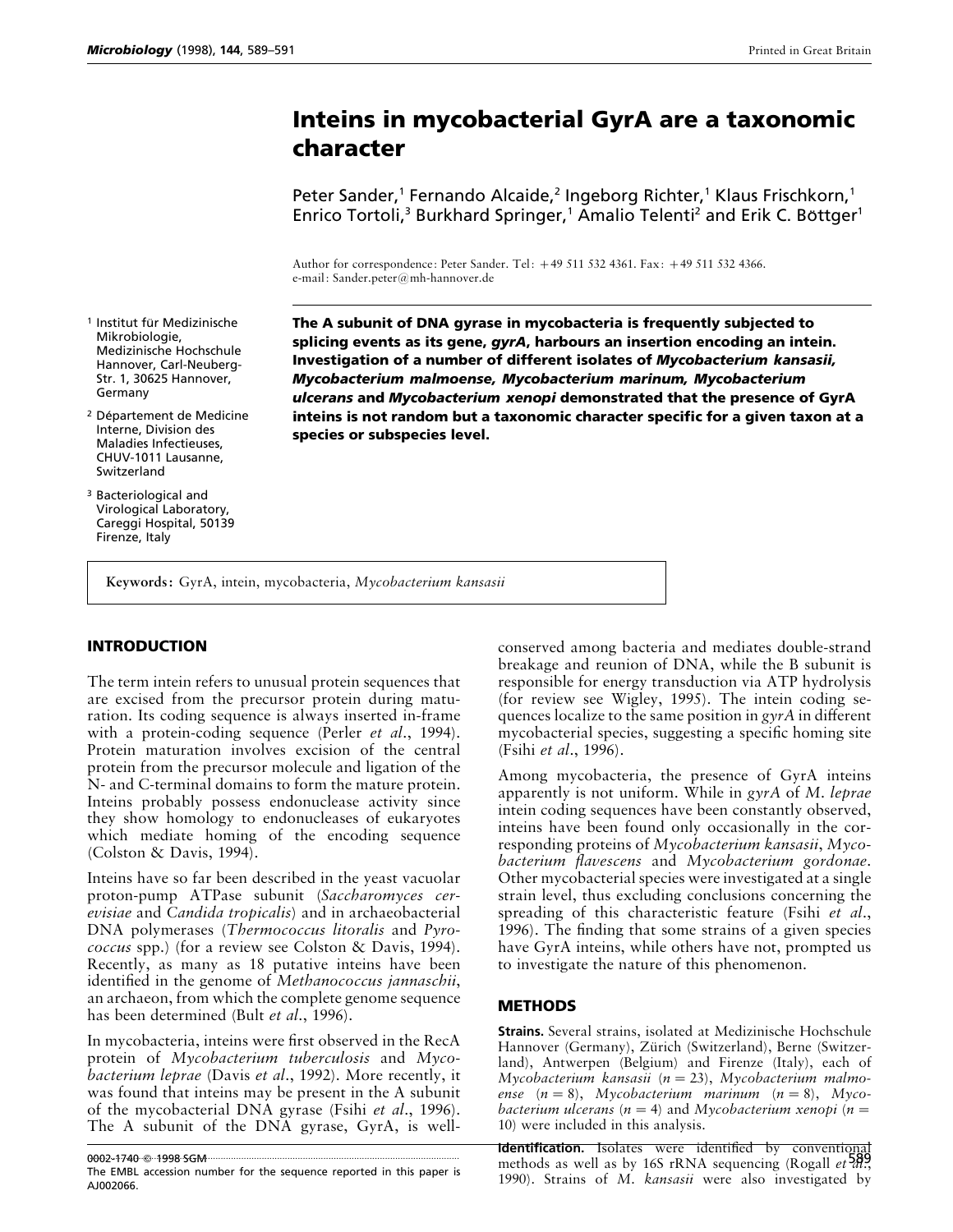# Inteins in mycobacterial GyrA are a taxonomic character

Peter Sander,[1] Fernando Alcaide,[2] Ingeborg Richter,[1] Klaus Frischkorn,[1] Enrico Tortoli,[3] Burkhard Springer,[1] Amalio Telenti[2] and Erik C. Böttger[1]

Author for correspondence: Peter Sander. Tel: +49 511 532 4361. Fax: +49 511 532 4366. e-mail: Sander.peter@mh-hannover.de

[1] Institut für Medizinische Mikrobiologie, Medizinische Hochschule Hannover, Carl-Neuberg-Str. 1, 30625 Hannover, Germany

[2] Département de Medicine Interne, Division des Maladies Infectieuses, CHUV-1011 Lausanne, Switzerland

[3] Bacteriological and Virological Laboratory, Careggi Hospital, 50139 Firenze, Italy

**The A subunit of DNA gyrase in mycobacteria is frequently subjected to splicing events as its gene, *gyrA*, harbours an insertion encoding an intein. Investigation of a number of different isolates of *Mycobacterium kansasii, Mycobacterium malmoense, Mycobacterium marinum, Mycobacterium ulcerans* and *Mycobacterium xenopi* demonstrated that the presence of GyrA inteins is not random but a taxonomic character specific for a given taxon at a species or subspecies level.**

**Keywords:** GyrA, intein, mycobacteria, *Mycobacterium kansasii*

## INTRODUCTION

The term intein refers to unusual protein sequences that are excised from the precursor protein during maturation. Its coding sequence is always inserted in-frame with a protein-coding sequence (Perler *et al*., 1994). Protein maturation involves excision of the central protein from the precursor molecule and ligation of the N- and C-terminal domains to form the mature protein. Inteins probably possess endonuclease activity since they show homology to endonucleases of eukaryotes which mediate homing of the encoding sequence (Colston & Davis, 1994).

Inteins have so far been described in the yeast vacuolar proton-pump ATPase subunit (*Saccharomyces cerevisiae* and *Candida tropicalis*) and in archaeobacterial DNA polymerases (*Thermococcus litoralis* and *Pyrococcus* spp.) (for a review see Colston & Davis, 1994). Recently, as many as 18 putative inteins have been identified in the genome of *Methanococcus jannaschii*, an archaeon, from which the complete genome sequence has been determined (Bult *et al*., 1996).

In mycobacteria, inteins were first observed in the RecA protein of *Mycobacterium tuberculosis* and *Mycobacterium leprae* (Davis *et al*., 1992). More recently, it was found that inteins may be present in the A subunit of the mycobacterial DNA gyrase (Fsihi *et al*., 1996). The A subunit of the DNA gyrase, GyrA, is well-conserved among bacteria and mediates double-strand breakage and reunion of DNA, while the B subunit is responsible for energy transduction via ATP hydrolysis (for review see Wigley, 1995). The intein coding sequences localize to the same position in *gyrA* in different mycobacterial species, suggesting a specific homing site (Fsihi *et al*., 1996).

Among mycobacteria, the presence of GyrA inteins apparently is not uniform. While in *gyrA* of *M. leprae* intein coding sequences have been constantly observed, inteins have been found only occasionally in the corresponding proteins of *Mycobacterium kansasii*, *Mycobacterium flavescens* and *Mycobacterium gordonae*. Other mycobacterial species were investigated at a single strain level, thus excluding conclusions concerning the spreading of this characteristic feature (Fsihi *et al*., 1996). The finding that some strains of a given species have GyrA inteins, while others have not, prompted us to investigate the nature of this phenomenon.

## METHODS

**Strains.** Several strains, isolated at Medizinische Hochschule Hannover (Germany), Zürich (Switzerland), Berne (Switzerland), Antwerpen (Belgium) and Firenze (Italy), each of *Mycobacterium kansasii* ($n = 23$), *Mycobacterium malmoense* ($n = 8$), *Mycobacterium marinum* ($n = 8$), *Mycobacterium ulcerans* ($n = 4$) and *Mycobacterium xenopi* ($n = 10$) were included in this analysis.

**Identification.** Isolates were identified by conventional methods as well as by 16S rRNA sequencing (Rogall *et al*., 1990). Strains of *M. kansasii* were also investigated by

0002-1740 © 1998 SGM

The EMBL accession number for the sequence reported in this paper is AJ002066.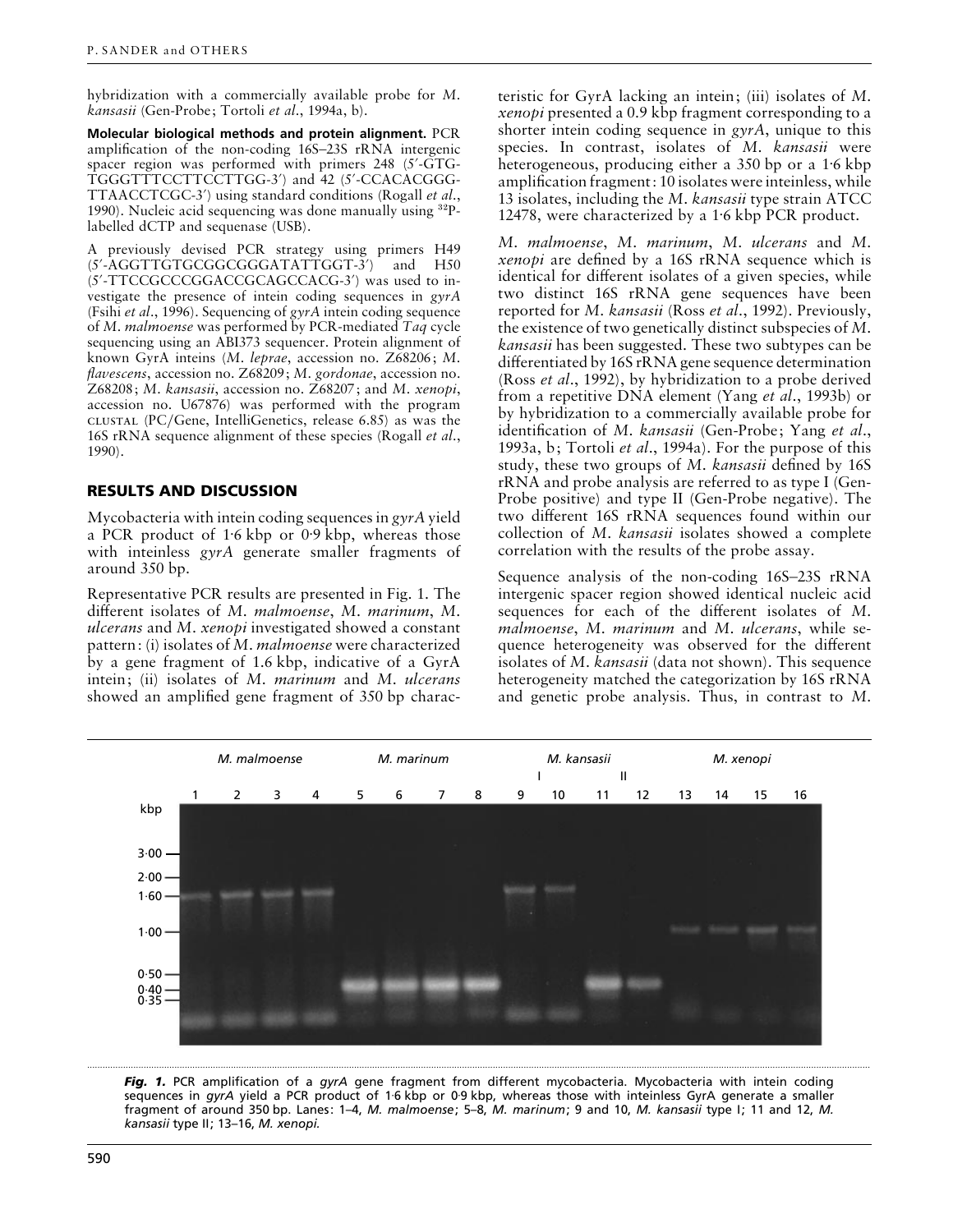hybridization with a commercially available probe for *M. kansasii* (Gen-Probe; Tortoli *et al*., 1994a, b).

**Molecular biological methods and protein alignment.** PCR amplification of the non-coding 16S–23S rRNA intergenic spacer region was performed with primers 248 (5′-GTG-TGGGTTTCCTTCCTTGG-3′) and 42 (5′-CCACACGGG-TTAACCTCGC-3′) using standard conditions (Rogall *et al*., 1990). Nucleic acid sequencing was done manually using $^{32}$P-labelled dCTP and sequenase (USB).

A previously devised PCR strategy using primers H49 (5′-AGGTTGTGCGGCGGGATATTGGT-3′) and H50 (5′-TTCCGCCCGGACCGCAGCCACG-3′) was used to investigate the presence of intein coding sequences in *gyrA* (Fsihi *et al*., 1996). Sequencing of *gyrA* intein coding sequence of *M. malmoense* was performed by PCR-mediated *Taq* cycle sequencing using an ABI373 sequencer. Protein alignment of known GyrA inteins (*M. leprae*, accession no. Z68206; *M. flavescens*, accession no. Z68209; *M. gordonae*, accession no. Z68208; *M. kansasii*, accession no. Z68207; and *M. xenopi*, accession no. U67876) was performed with the program CLUSTAL (PC/Gene, IntelliGenetics, release 6.85) as was the 16S rRNA sequence alignment of these species (Rogall *et al*., 1990).

## RESULTS AND DISCUSSION

Mycobacteria with intein coding sequences in *gyrA* yield a PCR product of 1·6 kbp or 0·9 kbp, whereas those with inteinless *gyrA* generate smaller fragments of around 350 bp.

Representative PCR results are presented in Fig. 1. The different isolates of *M. malmoense*, *M. marinum*, *M. ulcerans* and *M. xenopi* investigated showed a constant pattern: (i) isolates of *M. malmoense* were characterized by a gene fragment of 1.6 kbp, indicative of a GyrA intein; (ii) isolates of *M. marinum* and *M. ulcerans* showed an amplified gene fragment of 350 bp characteristic for GyrA lacking an intein; (iii) isolates of *M. xenopi* presented a 0.9 kbp fragment corresponding to a shorter intein coding sequence in *gyrA*, unique to this species. In contrast, isolates of *M. kansasii* were heterogeneous, producing either a 350 bp or a 1·6 kbp amplification fragment: 10 isolates were inteinless, while 13 isolates, including the *M. kansasii* type strain ATCC 12478, were characterized by a 1·6 kbp PCR product.

*M. malmoense*, *M. marinum*, *M. ulcerans* and *M. xenopi* are defined by a 16S rRNA sequence which is identical for different isolates of a given species, while two distinct 16S rRNA gene sequences have been reported for *M. kansasii* (Ross *et al*., 1992). Previously, the existence of two genetically distinct subspecies of *M. kansasii* has been suggested. These two subtypes can be differentiated by 16S rRNA gene sequence determination (Ross *et al*., 1992), by hybridization to a probe derived from a repetitive DNA element (Yang *et al*., 1993b) or by hybridization to a commercially available probe for identification of *M. kansasii* (Gen-Probe; Yang *et al*., 1993a, b; Tortoli *et al*., 1994a). For the purpose of this study, these two groups of *M. kansasii* defined by 16S rRNA and probe analysis are referred to as type I (Gen-Probe positive) and type II (Gen-Probe negative). The two different 16S rRNA sequences found within our collection of *M. kansasii* isolates showed a complete correlation with the results of the probe assay.

Sequence analysis of the non-coding 16S–23S rRNA intergenic spacer region showed identical nucleic acid sequences for each of the different isolates of *M. malmoense*, *M. marinum* and *M. ulcerans*, while sequence heterogeneity was observed for the different isolates of *M. kansasii* (data not shown). This sequence heterogeneity matched the categorization by 16S rRNA and genetic probe analysis. Thus, in contrast to *M.*

***Fig. 1.*** PCR amplification of a *gyrA* gene fragment from different mycobacteria. Mycobacteria with intein coding sequences in *gyrA* yield a PCR product of 1·6 kbp or 0·9 kbp, whereas those with inteinless GyrA generate a smaller fragment of around 350 bp. Lanes: 1–4, *M. malmoense*; 5–8, *M. marinum*; 9 and 10, *M. kansasii* type I; 11 and 12, *M. kansasii* type II; 13–16, *M. xenopi*.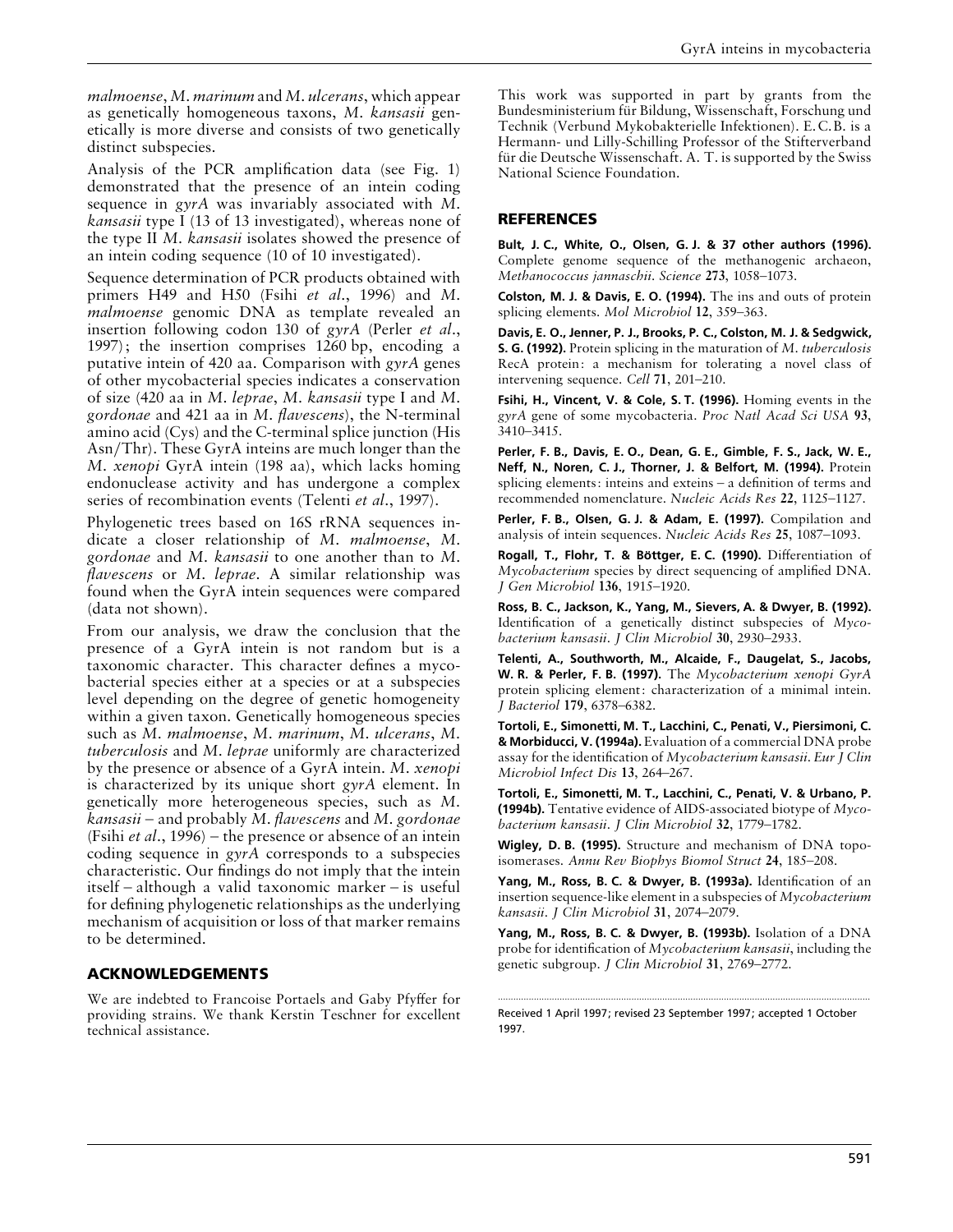*malmoense*, *M. marinum* and *M. ulcerans*, which appear as genetically homogeneous taxons, *M. kansasii* genetically is more diverse and consists of two genetically distinct subspecies.

Analysis of the PCR amplification data (see Fig. 1) demonstrated that the presence of an intein coding sequence in *gyrA* was invariably associated with *M. kansasii* type I (13 of 13 investigated), whereas none of the type II *M. kansasii* isolates showed the presence of an intein coding sequence (10 of 10 investigated).

Sequence determination of PCR products obtained with primers H49 and H50 (Fsihi *et al*., 1996) and *M. malmoense* genomic DNA as template revealed an insertion following codon 130 of *gyrA* (Perler *et al*., 1997); the insertion comprises 1260 bp, encoding a putative intein of 420 aa. Comparison with *gyrA* genes of other mycobacterial species indicates a conservation of size (420 aa in *M. leprae*, *M. kansasii* type I and *M. gordonae* and 421 aa in *M. flavescens*), the N-terminal amino acid (Cys) and the C-terminal splice junction (His Asn/Thr). These GyrA inteins are much longer than the *M. xenopi* GyrA intein (198 aa), which lacks homing endonuclease activity and has undergone a complex series of recombination events (Telenti *et al*., 1997).

Phylogenetic trees based on 16S rRNA sequences indicate a closer relationship of *M. malmoense*, *M. gordonae* and *M. kansasii* to one another than to *M. flavescens* or *M. leprae*. A similar relationship was found when the GyrA intein sequences were compared (data not shown).

From our analysis, we draw the conclusion that the presence of a GyrA intein is not random but is a taxonomic character. This character defines a mycobacterial species either at a species or at a subspecies level depending on the degree of genetic homogeneity within a given taxon. Genetically homogeneous species such as *M. malmoense*, *M. marinum*, *M. ulcerans*, *M. tuberculosis* and *M. leprae* uniformly are characterized by the presence or absence of a GyrA intein. *M. xenopi* is characterized by its unique short *gyrA* element. In genetically more heterogeneous species, such as *M. kansasii* – and probably *M. flavescens* and *M. gordonae* (Fsihi *et al*., 1996) – the presence or absence of an intein coding sequence in *gyrA* corresponds to a subspecies characteristic. Our findings do not imply that the intein itself – although a valid taxonomic marker – is useful for defining phylogenetic relationships as the underlying mechanism of acquisition or loss of that marker remains to be determined.

## ACKNOWLEDGEMENTS

We are indebted to Francoise Portaels and Gaby Pfyffer for providing strains. We thank Kerstin Teschner for excellent technical assistance.

This work was supported in part by grants from the Bundesministerium für Bildung, Wissenschaft, Forschung und Technik (Verbund Mykobakterielle Infektionen). E. C. B. is a Hermann- und Lilly-Schilling Professor of the Stifterverband für die Deutsche Wissenschaft. A. T. is supported by the Swiss National Science Foundation.

## REFERENCES

**Bult, J. C., White, O., Olsen, G. J. & 37 other authors (1996).** Complete genome sequence of the methanogenic archaeon, *Methanococcus jannaschii*. *Science* **273**, 1058–1073.

**Colston, M. J. & Davis, E. O. (1994).** The ins and outs of protein splicing elements. *Mol Microbiol* **12**, 359–363.

**Davis, E. O., Jenner, P. J., Brooks, P. C., Colston, M. J. & Sedgwick, S. G. (1992).** Protein splicing in the maturation of *M. tuberculosis* RecA protein: a mechanism for tolerating a novel class of intervening sequence. *Cell* **71**, 201–210.

**Fsihi, H., Vincent, V. & Cole, S. T. (1996).** Homing events in the *gyrA* gene of some mycobacteria. *Proc Natl Acad Sci USA* **93**, 3410–3415.

**Perler, F. B., Davis, E. O., Dean, G. E., Gimble, F. S., Jack, W. E., Neff, N., Noren, C. J., Thorner, J. & Belfort, M. (1994).** Protein splicing elements: inteins and exteins – a definition of terms and recommended nomenclature. *Nucleic Acids Res* **22**, 1125–1127.

**Perler, F. B., Olsen, G. J. & Adam, E. (1997).** Compilation and analysis of intein sequences. *Nucleic Acids Res* **25**, 1087–1093.

**Rogall, T., Flohr, T. & Böttger, E. C. (1990).** Differentiation of *Mycobacterium* species by direct sequencing of amplified DNA. *J Gen Microbiol* **136**, 1915–1920.

**Ross, B. C., Jackson, K., Yang, M., Sievers, A. & Dwyer, B. (1992).** Identification of a genetically distinct subspecies of *Mycobacterium kansasii*. *J Clin Microbiol* **30**, 2930–2933.

**Telenti, A., Southworth, M., Alcaide, F., Daugelat, S., Jacobs, W. R. & Perler, F. B. (1997).** The *Mycobacterium xenopi GyrA* protein splicing element: characterization of a minimal intein. *J Bacteriol* **179**, 6378–6382.

**Tortoli, E., Simonetti, M. T., Lacchini, C., Penati, V., Piersimoni, C. & Morbiducci, V. (1994a).** Evaluation of a commercial DNA probe assay for the identification of *Mycobacterium kansasii*. *Eur J Clin Microbiol Infect Dis* **13**, 264–267.

**Tortoli, E., Simonetti, M. T., Lacchini, C., Penati, V. & Urbano, P. (1994b).** Tentative evidence of AIDS-associated biotype of *Mycobacterium kansasii*. *J Clin Microbiol* **32**, 1779–1782.

**Wigley, D. B. (1995).** Structure and mechanism of DNA topoisomerases. *Annu Rev Biophys Biomol Struct* **24**, 185–208.

**Yang, M., Ross, B. C. & Dwyer, B. (1993a).** Identification of an insertion sequence-like element in a subspecies of *Mycobacterium kansasii*. *J Clin Microbiol* **31**, 2074–2079.

**Yang, M., Ross, B. C. & Dwyer, B. (1993b).** Isolation of a DNA probe for identification of *Mycobacterium kansasii*, including the genetic subgroup. *J Clin Microbiol* **31**, 2769–2772.

Received 1 April 1997; revised 23 September 1997; accepted 1 October 1997.